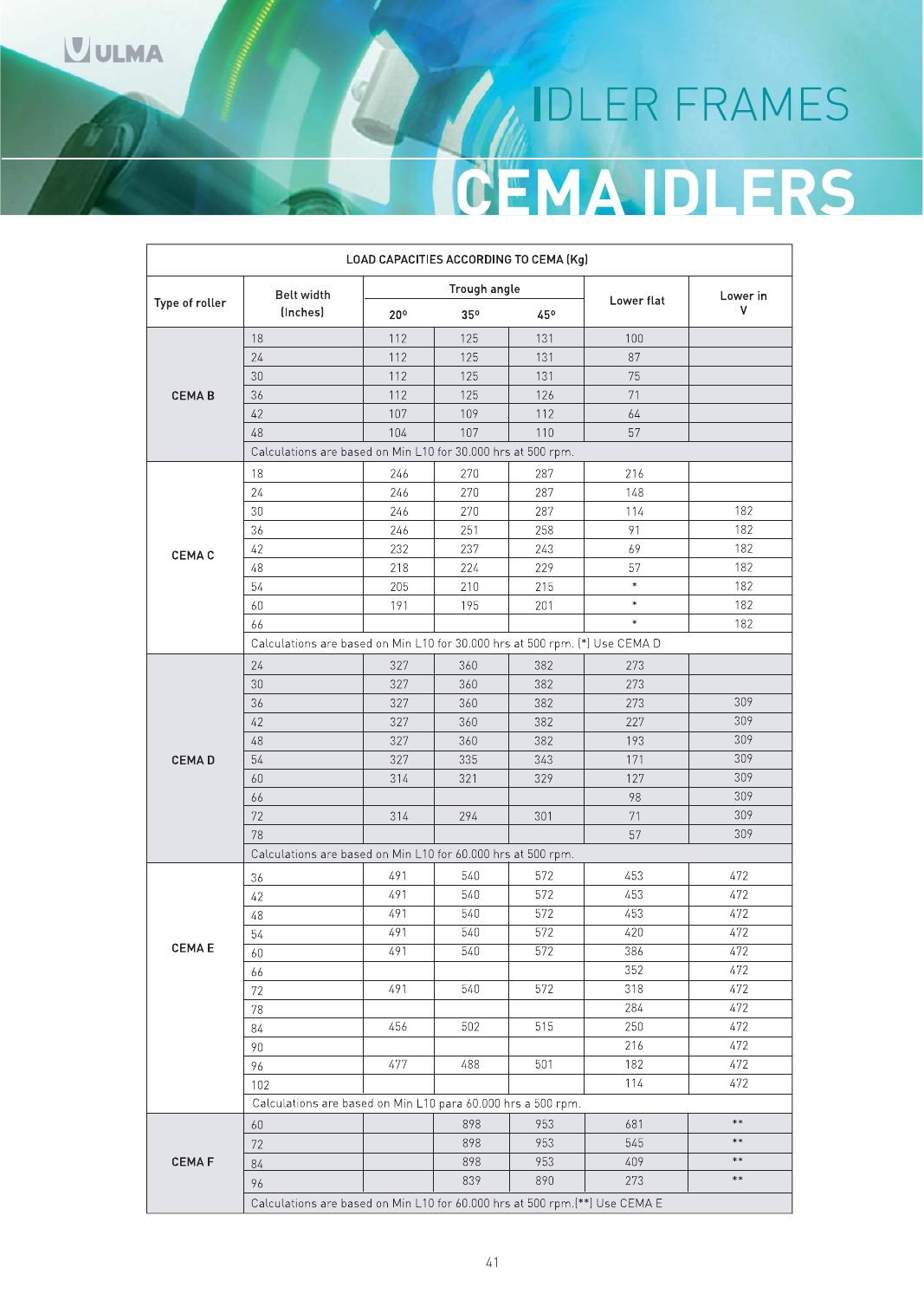# IDLER FRAMES

# CEMA IDLERS

| LOAD CAPACITIES ACCORDING TO CEMA (Kg) | | | | | | |
|---|---|---|---|---|---|---|
| Type of roller | Belt width (Inches) | Trough angle | | | Lower flat | Lower in V |
| | | 20º | 35º | 45º | | |
| CEMA B | 18 | 112 | 125 | 131 | 100 | |
| | 24 | 112 | 125 | 131 | 87 | |
| | 30 | 112 | 125 | 131 | 75 | |
| | 36 | 112 | 125 | 126 | 71 | |
| | 42 | 107 | 109 | 112 | 64 | |
| | 48 | 104 | 107 | 110 | 57 | |
| | Calculations are based on Min L10 for 30.000 hrs at 500 rpm. | | | | | |
| CEMA C | 18 | 246 | 270 | 287 | 216 | |
| | 24 | 246 | 270 | 287 | 148 | |
| | 30 | 246 | 270 | 287 | 114 | 182 |
| | 36 | 246 | 251 | 258 | 91 | 182 |
| | 42 | 232 | 237 | 243 | 69 | 182 |
| | 48 | 218 | 224 | 229 | 57 | 182 |
| | 54 | 205 | 210 | 215 | * | 182 |
| | 60 | 191 | 195 | 201 | * | 182 |
| | 66 | | | | * | 182 |
| | Calculations are based on Min L10 for 30.000 hrs at 500 rpm. (*) Use CEMA D | | | | | |
| CEMA D | 24 | 327 | 360 | 382 | 273 | |
| | 30 | 327 | 360 | 382 | 273 | |
| | 36 | 327 | 360 | 382 | 273 | 309 |
| | 42 | 327 | 360 | 382 | 227 | 309 |
| | 48 | 327 | 360 | 382 | 193 | 309 |
| | 54 | 327 | 335 | 343 | 171 | 309 |
| | 60 | 314 | 321 | 329 | 127 | 309 |
| | 66 | | | | 98 | 309 |
| | 72 | 314 | 294 | 301 | 71 | 309 |
| | 78 | | | | 57 | 309 |
| | Calculations are based on Min L10 for 60.000 hrs at 500 rpm. | | | | | |
| CEMA E | 36 | 491 | 540 | 572 | 453 | 472 |
| | 42 | 491 | 540 | 572 | 453 | 472 |
| | 48 | 491 | 540 | 572 | 453 | 472 |
| | 54 | 491 | 540 | 572 | 420 | 472 |
| | 60 | 491 | 540 | 572 | 386 | 472 |
| | 66 | | | | 352 | 472 |
| | 72 | 491 | 540 | 572 | 318 | 472 |
| | 78 | | | | 284 | 472 |
| | 84 | 456 | 502 | 515 | 250 | 472 |
| | 90 | | | | 216 | 472 |
| | 96 | 477 | 488 | 501 | 182 | 472 |
| | 102 | | | | 114 | 472 |
| | Calculations are based on Min L10 para 60.000 hrs a 500 rpm. | | | | | |
| CEMA F | 60 | | 898 | 953 | 681 | ** |
| | 72 | | 898 | 953 | 545 | ** |
| | 84 | | 898 | 953 | 409 | ** |
| | 96 | | 839 | 890 | 273 | ** |
| | Calculations are based on Min L10 for 60.000 hrs at 500 rpm.(**) Use CEMA E | | | | | |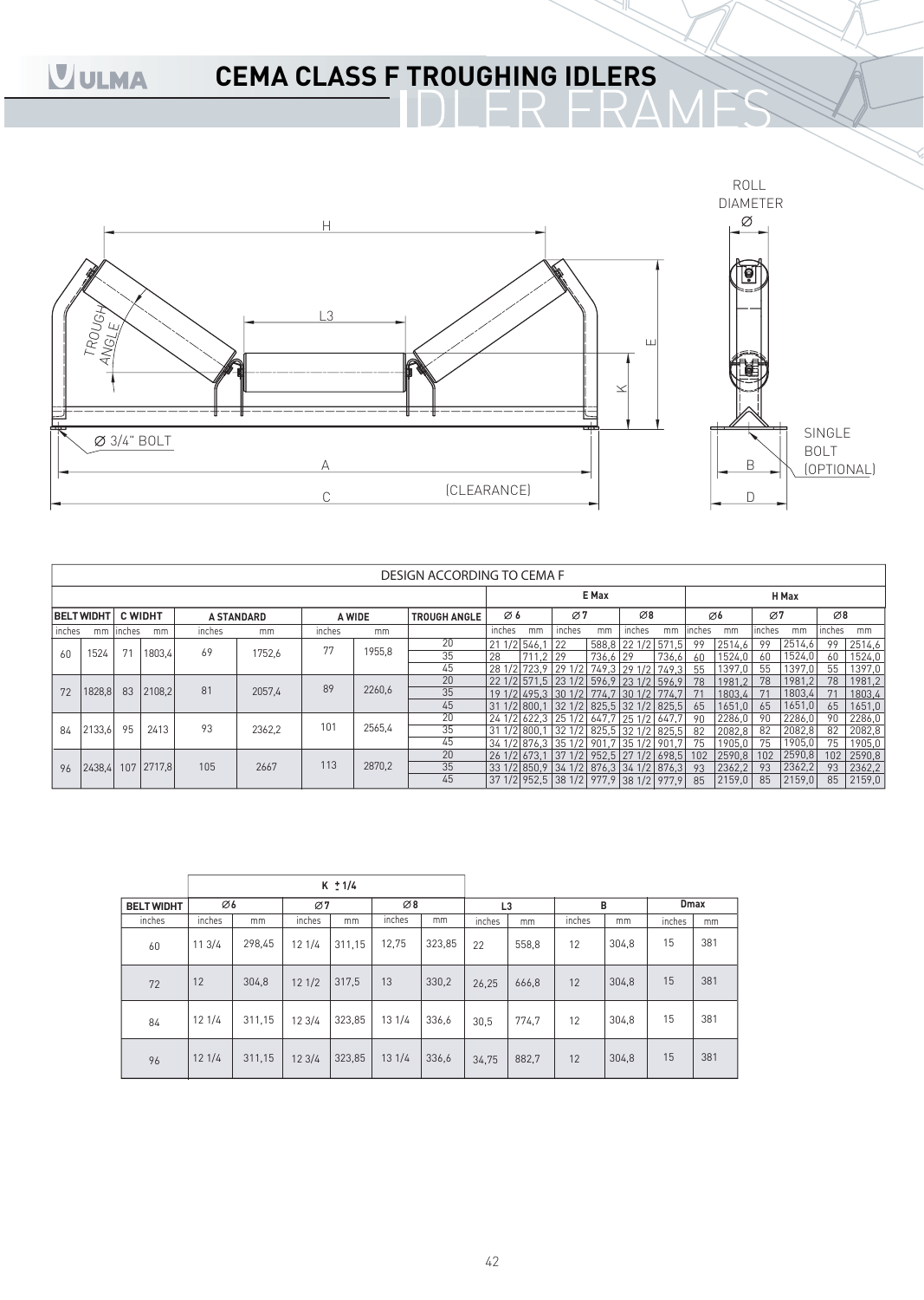# CEMA CLASS F TROUGHING IDLERS

## IDLER FRAMES

H

L3

TROUGH ANGLE

E

K

Ø 3/4" BOLT

A

C

(CLEARANCE)

ROLL DIAMETER Ø

SINGLE BOLT (OPTIONAL)

B

D

| DESIGN ACCORDING TO CEMA F | | | | | | | | | | | | | | | | | | | | | |
|---|---|---|---|---|---|---|---|---|---|---|---|---|---|---|---|---|---|---|---|---|---|
| | | | | | | | | | E Max | | | | | | H Max | | | | | | |
| BELT WIDHT | | C WIDHT | | A STANDARD | | A WIDE | | TROUGH ANGLE | Ø6 | | Ø7 | | Ø8 | | Ø6 | | Ø7 | | Ø8 | |
| inches | mm | inches | mm | inches | mm | inches | mm | | inches | mm | inches | mm | inches | mm | inches | mm | inches | mm | inches | mm |
| 60 | 1524 | 71 | 1803,4 | 69 | 1752,6 | 77 | 1955,8 | 20 | 21 1/2 | 546,1 | 22 | 588,8 | 22 1/2 | 571,5 | 99 | 2514,6 | 99 | 2514,6 | 99 | 2514,6 |
| | | | | | | | | 35 | 28 | 711,2 | 29 | 736,6 | 29 | 736,6 | 60 | 1524,0 | 60 | 1524,0 | 60 | 1524,0 |
| | | | | | | | | 45 | 28 1/2 | 723,9 | 29 1/2 | 749,3 | 29 1/2 | 749,3 | 55 | 1397,0 | 55 | 1397,0 | 55 | 1397,0 |
| 72 | 1828,8 | 83 | 2108,2 | 81 | 2057,4 | 89 | 2260,6 | 20 | 22 1/2 | 571,5 | 23 1/2 | 596,9 | 23 1/2 | 596,9 | 78 | 1981,2 | 78 | 1981,2 | 78 | 1981,2 |
| | | | | | | | | 35 | 19 1/2 | 495,3 | 30 1/2 | 774,7 | 30 1/2 | 774,7 | 71 | 1803,4 | 71 | 1803,4 | 71 | 1803,4 |
| | | | | | | | | 45 | 31 1/2 | 800,1 | 32 1/2 | 825,5 | 32 1/2 | 825,5 | 65 | 1651,0 | 65 | 1651,0 | 65 | 1651,0 |
| 84 | 2133,6 | 95 | 2413 | 93 | 2362,2 | 101 | 2565,4 | 20 | 24 1/2 | 622,3 | 25 1/2 | 647,7 | 25 1/2 | 647,7 | 90 | 2286,0 | 90 | 2286,0 | 90 | 2286,0 |
| | | | | | | | | 35 | 31 1/2 | 800,1 | 32 1/2 | 825,5 | 32 1/2 | 825,5 | 82 | 2082,8 | 82 | 2082,8 | 82 | 2082,8 |
| | | | | | | | | 45 | 34 1/2 | 876,3 | 35 1/2 | 901,7 | 35 1/2 | 901,7 | 75 | 1905,0 | 75 | 1905,0 | 75 | 1905,0 |
| 96 | 2438,4 | 107 | 2717,8 | 105 | 2667 | 113 | 2870,2 | 20 | 26 1/2 | 673,1 | 37 1/2 | 952,5 | 27 1/2 | 698,5 | 102 | 2590,8 | 102 | 2590,8 | 102 | 2590,8 |
| | | | | | | | | 35 | 33 1/2 | 850,9 | 34 1/2 | 876,3 | 34 1/2 | 876,3 | 93 | 2362,2 | 93 | 2362,2 | 93 | 2362,2 |
| | | | | | | | | 45 | 37 1/2 | 952,5 | 38 1/2 | 977,9 | 38 1/2 | 977,9 | 85 | 2159,0 | 85 | 2159,0 | 85 | 2159,0 |

| | K ± 1/4 | | | | | | | | | | | |
|---|---|---|---|---|---|---|---|---|---|---|---|---|
| BELT WIDHT | Ø6 | | Ø7 | | Ø8 | | L3 | | B | | Dmax | |
| inches | inches | mm | inches | mm | inches | mm | inches | mm | inches | mm | inches | mm |
| 60 | 11 3/4 | 298,45 | 12 1/4 | 311,15 | 12,75 | 323,85 | 22 | 558,8 | 12 | 304,8 | 15 | 381 |
| 72 | 12 | 304,8 | 12 1/2 | 317,5 | 13 | 330,2 | 26,25 | 666,8 | 12 | 304,8 | 15 | 381 |
| 84 | 12 1/4 | 311,15 | 12 3/4 | 323,85 | 13 1/4 | 336,6 | 30,5 | 774,7 | 12 | 304,8 | 15 | 381 |
| 96 | 12 1/4 | 311,15 | 12 3/4 | 323,85 | 13 1/4 | 336,6 | 34,75 | 882,7 | 12 | 304,8 | 15 | 381 |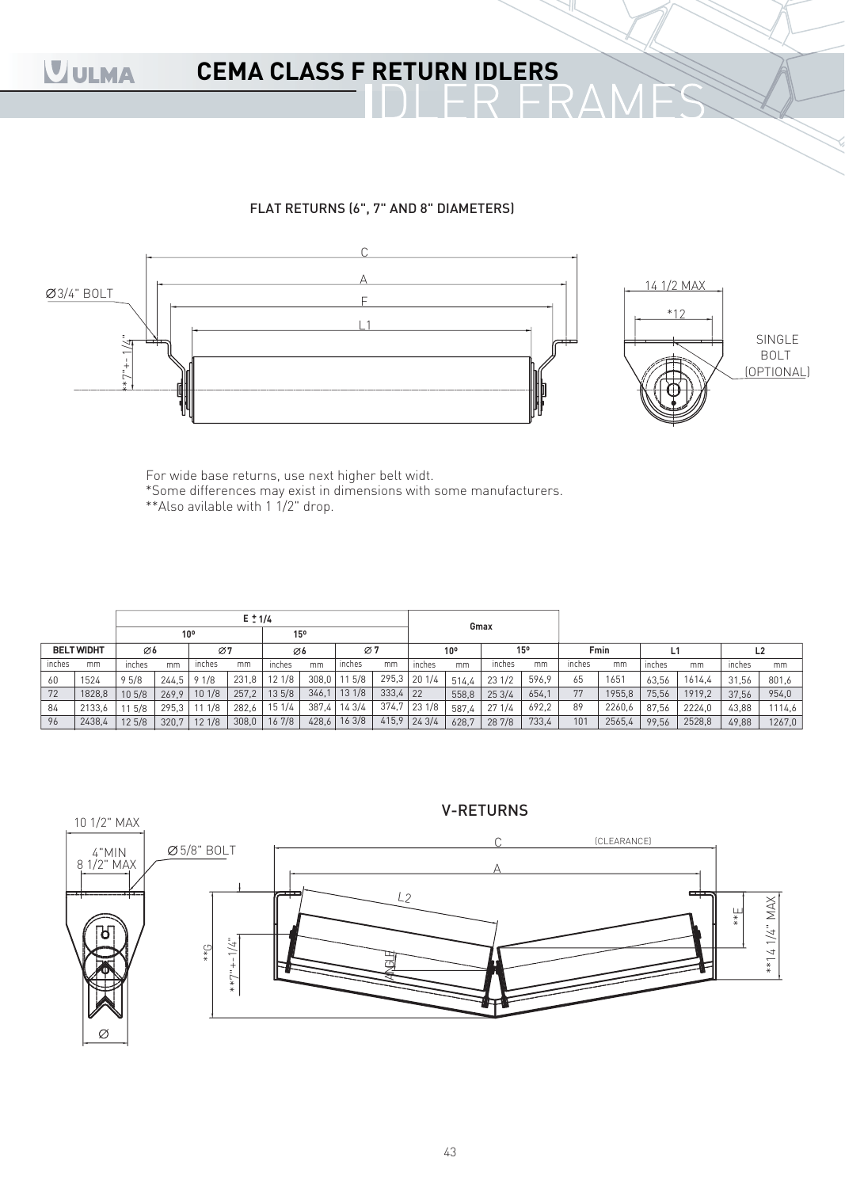# CEMA CLASS F RETURN IDLERS

## IDLER FRAMES

### FLAT RETURNS (6", 7" AND 8" DIAMETERS)

C

A

F

L1

Ø3/4" BOLT

**7" +- 1/4"

14 1/2 MAX

*12

SINGLE BOLT (OPTIONAL)

For wide base returns, use next higher belt widt.
*Some differences may exist in dimensions with some manufacturers.
**Also avilable with 1 1/2" drop.

| BELT WIDHT | | E ± 1/4 | | | | | | | | Gmax | | | | Fmin | | L1 | | L2 | |
|---|---|---|---|---|---|---|---|---|---|---|---|---|---|---|---|---|---|---|---|
| | | 10º | | | | 15º | | | | 10º | | 15º | | | | | | | |
| | | Ø6 | | Ø7 | | Ø6 | | Ø7 | | | | | | | | | | | |
| inches | mm | inches | mm | inches | mm | inches | mm | inches | mm | inches | mm | inches | mm | inches | mm | inches | mm | inches | mm |
| 60 | 1524 | 9 5/8 | 244,5 | 9 1/8 | 231,8 | 12 1/8 | 308,0 | 11 5/8 | 295,3 | 20 1/4 | 514,4 | 23 1/2 | 596,9 | 65 | 1651 | 63,56 | 1614,4 | 31,56 | 801,6 |
| 72 | 1828,8 | 10 5/8 | 269,9 | 10 1/8 | 257,2 | 13 5/8 | 346,1 | 13 1/8 | 333,4 | 22 | 558,8 | 25 3/4 | 654,1 | 77 | 1955,8 | 75,56 | 1919,2 | 37,56 | 954,0 |
| 84 | 2133,6 | 11 5/8 | 295,3 | 11 1/8 | 282,6 | 15 1/4 | 387,4 | 14 3/4 | 374,7 | 23 1/8 | 587,4 | 27 1/4 | 692,2 | 89 | 2260,6 | 87,56 | 2224,0 | 43,88 | 1114,6 |
| 96 | 2438,4 | 12 5/8 | 320,7 | 12 1/8 | 308,0 | 16 7/8 | 428,6 | 16 3/8 | 415,9 | 24 3/4 | 628,7 | 28 7/8 | 733,4 | 101 | 2565,4 | 99,56 | 2528,8 | 49,88 | 1267,0 |

### V-RETURNS

10 1/2" MAX

4"MIN
8 1/2" MAX

Ø

Ø5/8" BOLT

C (CLEARANCE)

A

L2

ANGLE

**G

**7" +- 1/4"

**E

**14 1/4" MAX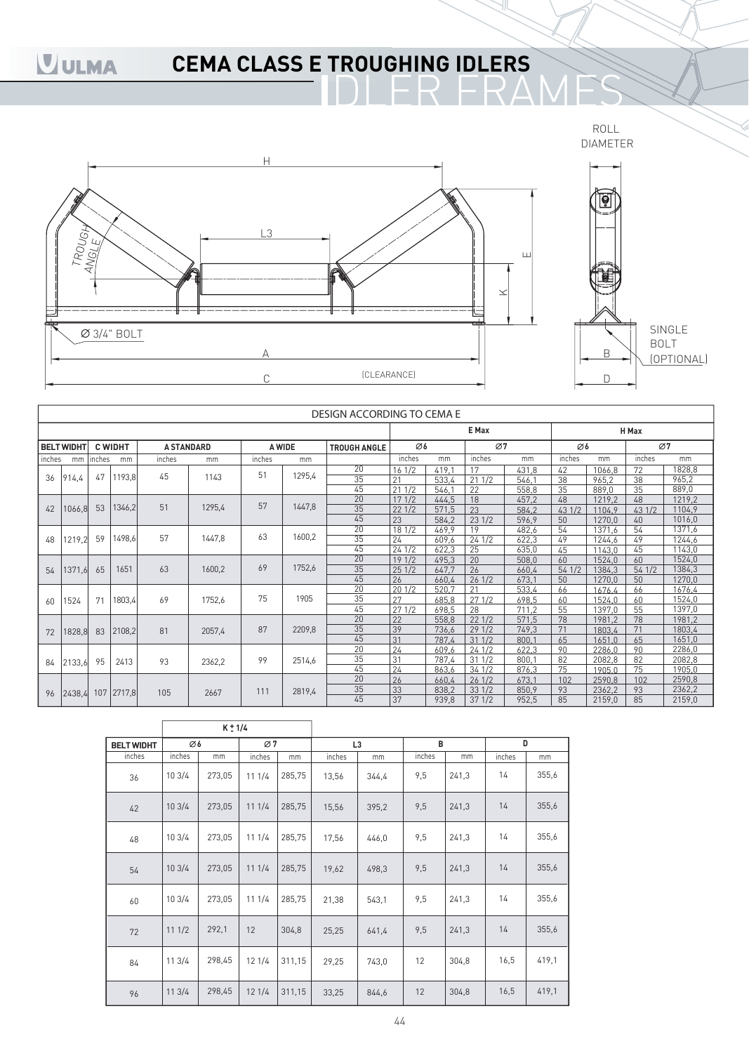# CEMA CLASS E TROUGHING IDLERS

## IDLER FRAMES

ROLL DIAMETER

H

L3

TROUGH ANGLE

E

K

Ø 3/4" BOLT

A

C

(CLEARANCE)

B

D

SINGLE BOLT (OPTIONAL)

DESIGN ACCORDING TO CEMA E

| BELT WIDHT | | C WIDHT | | A STANDARD | | A WIDE | | TROUGH ANGLE | E Max Ø6 | | E Max Ø7 | | H Max Ø6 | | H Max Ø7 | |
|---|---|---|---|---|---|---|---|---|---|---|---|---|---|---|---|---|
| inches | mm | inches | mm | inches | mm | inches | mm | | inches | mm | inches | mm | inches | mm | inches | mm |
| 36 | 914,4 | 47 | 1193,8 | 45 | 1143 | 51 | 1295,4 | 20 | 16 1/2 | 419,1 | 17 | 431,8 | 42 | 1066,8 | 72 | 1828,8 |
| | | | | | | | | 35 | 21 | 533,4 | 21 1/2 | 546,1 | 38 | 965,2 | 38 | 965,2 |
| | | | | | | | | 45 | 21 1/2 | 546,1 | 22 | 558,8 | 35 | 889,0 | 35 | 889,0 |
| 42 | 1066,8 | 53 | 1346,2 | 51 | 1295,4 | 57 | 1447,8 | 20 | 17 1/2 | 444,5 | 18 | 457,2 | 48 | 1219,2 | 48 | 1219,2 |
| | | | | | | | | 35 | 22 1/2 | 571,5 | 23 | 584,2 | 43 1/2 | 1104,9 | 43 1/2 | 1104,9 |
| | | | | | | | | 45 | 23 | 584,2 | 23 1/2 | 596,9 | 50 | 1270,0 | 40 | 1016,0 |
| 48 | 1219,2 | 59 | 1498,6 | 57 | 1447,8 | 63 | 1600,2 | 20 | 18 1/2 | 469,9 | 19 | 482,6 | 54 | 1371,6 | 54 | 1371,6 |
| | | | | | | | | 35 | 24 | 609,6 | 24 1/2 | 622,3 | 49 | 1244,6 | 49 | 1244,6 |
| | | | | | | | | 45 | 24 1/2 | 622,3 | 25 | 635,0 | 45 | 1143,0 | 45 | 1143,0 |
| 54 | 1371,6 | 65 | 1651 | 63 | 1600,2 | 69 | 1752,6 | 20 | 19 1/2 | 495,3 | 20 | 508,0 | 60 | 1524,0 | 60 | 1524,0 |
| | | | | | | | | 35 | 25 1/2 | 647,7 | 26 | 660,4 | 54 1/2 | 1384,3 | 54 1/2 | 1384,3 |
| | | | | | | | | 45 | 26 | 660,4 | 26 1/2 | 673,1 | 50 | 1270,0 | 50 | 1270,0 |
| 60 | 1524 | 71 | 1803,4 | 69 | 1752,6 | 75 | 1905 | 20 | 20 1/2 | 520,7 | 21 | 533,4 | 66 | 1676,4 | 66 | 1676,4 |
| | | | | | | | | 35 | 27 | 685,8 | 27 1/2 | 698,5 | 60 | 1524,0 | 60 | 1524,0 |
| | | | | | | | | 45 | 27 1/2 | 698,5 | 28 | 711,2 | 55 | 1397,0 | 55 | 1397,0 |
| 72 | 1828,8 | 83 | 2108,2 | 81 | 2057,4 | 87 | 2209,8 | 20 | 22 | 558,8 | 22 1/2 | 571,5 | 78 | 1981,2 | 78 | 1981,2 |
| | | | | | | | | 35 | 39 | 736,6 | 29 1/2 | 749,3 | 71 | 1803,4 | 71 | 1803,4 |
| | | | | | | | | 45 | 31 | 787,4 | 31 1/2 | 800,1 | 65 | 1651,0 | 65 | 1651,0 |
| 84 | 2133,6 | 95 | 2413 | 93 | 2362,2 | 99 | 2514,6 | 20 | 24 | 609,6 | 24 1/2 | 622,3 | 90 | 2286,0 | 90 | 2286,0 |
| | | | | | | | | 35 | 31 | 787,4 | 31 1/2 | 800,1 | 82 | 2082,8 | 82 | 2082,8 |
| | | | | | | | | 45 | 24 | 863,6 | 34 1/2 | 876,3 | 75 | 1905,0 | 75 | 1905,0 |
| 96 | 2438,4 | 107 | 2717,8 | 105 | 2667 | 111 | 2819,4 | 20 | 26 | 660,4 | 26 1/2 | 673,1 | 102 | 2590,8 | 102 | 2590,8 |
| | | | | | | | | 35 | 33 | 838,2 | 33 1/2 | 850,9 | 93 | 2362,2 | 93 | 2362,2 |
| | | | | | | | | 45 | 37 | 939,8 | 37 1/2 | 952,5 | 85 | 2159,0 | 85 | 2159,0 |

| BELT WIDHT | K ± 1/4 Ø6 | | K ± 1/4 Ø7 | | L3 | | B | | D | |
|---|---|---|---|---|---|---|---|---|---|---|
| inches | inches | mm | inches | mm | inches | mm | inches | mm | inches | mm |
| 36 | 10 3/4 | 273,05 | 11 1/4 | 285,75 | 13,56 | 344,4 | 9,5 | 241,3 | 14 | 355,6 |
| 42 | 10 3/4 | 273,05 | 11 1/4 | 285,75 | 15,56 | 395,2 | 9,5 | 241,3 | 14 | 355,6 |
| 48 | 10 3/4 | 273,05 | 11 1/4 | 285,75 | 17,56 | 446,0 | 9,5 | 241,3 | 14 | 355,6 |
| 54 | 10 3/4 | 273,05 | 11 1/4 | 285,75 | 19,62 | 498,3 | 9,5 | 241,3 | 14 | 355,6 |
| 60 | 10 3/4 | 273,05 | 11 1/4 | 285,75 | 21,38 | 543,1 | 9,5 | 241,3 | 14 | 355,6 |
| 72 | 11 1/2 | 292,1 | 12 | 304,8 | 25,25 | 641,4 | 9,5 | 241,3 | 14 | 355,6 |
| 84 | 11 3/4 | 298,45 | 12 1/4 | 311,15 | 29,25 | 743,0 | 12 | 304,8 | 16,5 | 419,1 |
| 96 | 11 3/4 | 298,45 | 12 1/4 | 311,15 | 33,25 | 844,6 | 12 | 304,8 | 16,5 | 419,1 |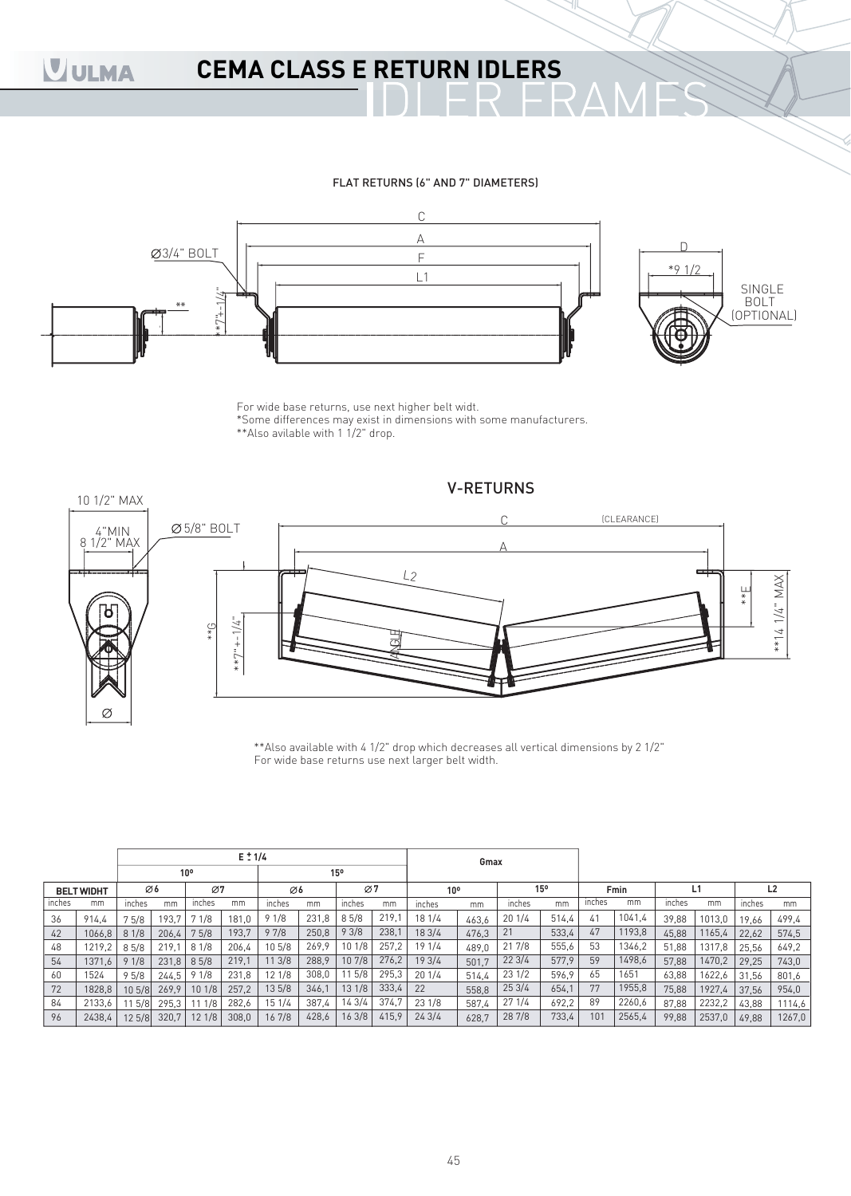# CEMA CLASS E RETURN IDLERS

## IDLER FRAMES

### FLAT RETURNS (6" AND 7" DIAMETERS)

For wide base returns, use next higher belt widt.
*Some differences may exist in dimensions with some manufacturers.
**Also avilable with 1 1/2" drop.

### V-RETURNS

**Also available with 4 1/2" drop which decreases all vertical dimensions by 2 1/2"
For wide base returns use next larger belt width.

| BELT WIDHT | | E ± 1/4 | | | | | | | | Gmax | | | | Fmin | | L1 | | L2 | |
|---|---|---|---|---|---|---|---|---|---|---|---|---|---|---|---|---|---|---|---|
| | | 10º | | | | 15º | | | | 10º | | 15º | | | | | | | |
| | | Ø6 | | Ø7 | | Ø6 | | Ø7 | | | | | | | | | | | |
| inches | mm | inches | mm | inches | mm | inches | mm | inches | mm | inches | mm | inches | mm | inches | mm | inches | mm | inches | mm |
| 36 | 914,4 | 7 5/8 | 193,7 | 7 1/8 | 181,0 | 9 1/8 | 231,8 | 8 5/8 | 219,1 | 18 1/4 | 463,6 | 20 1/4 | 514,4 | 41 | 1041,4 | 39,88 | 1013,0 | 19,66 | 499,4 |
| 42 | 1066,8 | 8 1/8 | 206,4 | 7 5/8 | 193,7 | 9 7/8 | 250,8 | 9 3/8 | 238,1 | 18 3/4 | 476,3 | 21 | 533,4 | 47 | 1193,8 | 45,88 | 1165,4 | 22,62 | 574,5 |
| 48 | 1219,2 | 8 5/8 | 219,1 | 8 1/8 | 206,4 | 10 5/8 | 269,9 | 10 1/8 | 257,2 | 19 1/4 | 489,0 | 21 7/8 | 555,6 | 53 | 1346,2 | 51,88 | 1317,8 | 25,56 | 649,2 |
| 54 | 1371,6 | 9 1/8 | 231,8 | 8 5/8 | 219,1 | 11 3/8 | 288,9 | 10 7/8 | 276,2 | 19 3/4 | 501,7 | 22 3/4 | 577,9 | 59 | 1498,6 | 57,88 | 1470,2 | 29,25 | 743,0 |
| 60 | 1524 | 9 5/8 | 244,5 | 9 1/8 | 231,8 | 12 1/8 | 308,0 | 11 5/8 | 295,3 | 20 1/4 | 514,4 | 23 1/2 | 596,9 | 65 | 1651 | 63,88 | 1622,6 | 31,56 | 801,6 |
| 72 | 1828,8 | 10 5/8 | 269,9 | 10 1/8 | 257,2 | 13 5/8 | 346,1 | 13 1/8 | 333,4 | 22 | 558,8 | 25 3/4 | 654,1 | 77 | 1955,8 | 75,88 | 1927,4 | 37,56 | 954,0 |
| 84 | 2133,6 | 11 5/8 | 295,3 | 11 1/8 | 282,6 | 15 1/4 | 387,4 | 14 3/4 | 374,7 | 23 1/8 | 587,4 | 27 1/4 | 692,2 | 89 | 2260,6 | 87,88 | 2232,2 | 43,88 | 1114,6 |
| 96 | 2438,4 | 12 5/8 | 320,7 | 12 1/8 | 308,0 | 16 7/8 | 428,6 | 16 3/8 | 415,9 | 24 3/4 | 628,7 | 28 7/8 | 733,4 | 101 | 2565,4 | 99,88 | 2537,0 | 49,88 | 1267,0 |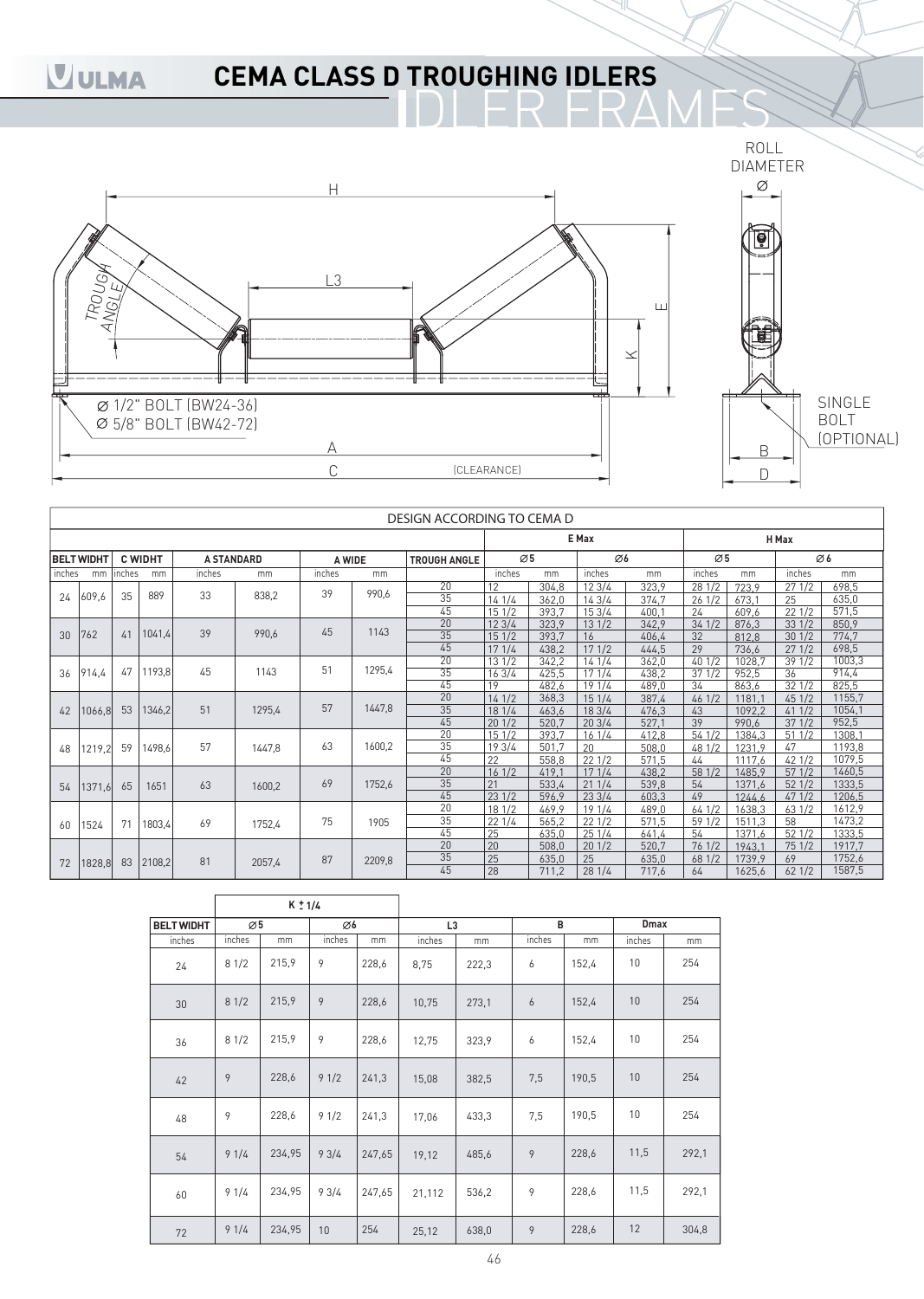# CEMA CLASS D TROUGHING IDLERS

## IDLER FRAMES

ROLL DIAMETER Ø

H

L3

TROUGH ANGLE

E

K

Ø 1/2" BOLT (BW24-36)
Ø 5/8" BOLT (BW42-72)

A

C (CLEARANCE)

B

D

SINGLE BOLT (OPTIONAL)

| DESIGN ACCORDING TO CEMA D | | | | | | | | | | | | | | | | | | | |
|---|---|---|---|---|---|---|---|---|---|---|---|---|---|---|---|---|---|---|---|
| | | | | | | | | | E Max | | | | H Max | | | | | | |
| BELT WIDHT | | C WIDHT | | A STANDARD | | A WIDE | | TROUGH ANGLE | Ø5 | | Ø6 | | Ø5 | | Ø6 | | | | |
| inches | mm | inches | mm | inches | mm | inches | mm | | inches | mm | inches | mm | inches | mm | inches | mm | | | |
| 24 | 609,6 | 35 | 889 | 33 | 838,2 | 39 | 990,6 | 20 | 12 | 304,8 | 12 3/4 | 323,9 | 28 1/2 | 723,9 | 27 1/2 | 698,5 | | | |
| | | | | | | | | 35 | 14 1/4 | 362,0 | 14 3/4 | 374,7 | 26 1/2 | 673,1 | 25 | 635,0 | | | |
| | | | | | | | | 45 | 15 1/2 | 393,7 | 15 3/4 | 400,1 | 24 | 609,6 | 22 1/2 | 571,5 | | | |
| 30 | 762 | 41 | 1041,4 | 39 | 990,6 | 45 | 1143 | 20 | 12 3/4 | 323,9 | 13 1/2 | 342,9 | 34 1/2 | 876,3 | 33 1/2 | 850,9 | | | |
| | | | | | | | | 35 | 15 1/2 | 393,7 | 16 | 406,4 | 32 | 812,8 | 30 1/2 | 774,7 | | | |
| | | | | | | | | 45 | 17 1/4 | 438,2 | 17 1/2 | 444,5 | 29 | 736,6 | 27 1/2 | 698,5 | | | |
| 36 | 914,4 | 47 | 1193,8 | 45 | 1143 | 51 | 1295,4 | 20 | 13 1/2 | 342,2 | 14 1/4 | 362,0 | 40 1/2 | 1028,7 | 39 1/2 | 1003,3 | | | |
| | | | | | | | | 35 | 16 3/4 | 425,5 | 17 1/4 | 438,2 | 37 1/2 | 952,5 | 36 | 914,4 | | | |
| | | | | | | | | 45 | 19 | 482,6 | 19 1/4 | 489,0 | 34 | 863,6 | 32 1/2 | 825,5 | | | |
| 42 | 1066,8 | 53 | 1346,2 | 51 | 1295,4 | 57 | 1447,8 | 20 | 14 1/2 | 368,3 | 15 1/4 | 387,4 | 46 1/2 | 1181,1 | 45 1/2 | 1155,7 | | | |
| | | | | | | | | 35 | 18 1/4 | 463,6 | 18 3/4 | 476,3 | 43 | 1092,2 | 41 1/2 | 1054,1 | | | |
| | | | | | | | | 45 | 20 1/2 | 520,7 | 20 3/4 | 527,1 | 39 | 990,6 | 37 1/2 | 952,5 | | | |
| 48 | 1219,2 | 59 | 1498,6 | 57 | 1447,8 | 63 | 1600,2 | 20 | 15 1/2 | 393,7 | 16 1/4 | 412,8 | 54 1/2 | 1384,3 | 51 1/2 | 1308,1 | | | |
| | | | | | | | | 35 | 19 3/4 | 501,7 | 20 | 508,0 | 48 1/2 | 1231,9 | 47 | 1193,8 | | | |
| | | | | | | | | 45 | 22 | 558,8 | 22 1/2 | 571,5 | 44 | 1117,6 | 42 1/2 | 1079,5 | | | |
| 54 | 1371,6 | 65 | 1651 | 63 | 1600,2 | 69 | 1752,6 | 20 | 16 1/2 | 419,1 | 17 1/4 | 438,2 | 58 1/2 | 1485,9 | 57 1/2 | 1460,5 | | | |
| | | | | | | | | 35 | 21 | 533,4 | 21 1/4 | 539,8 | 54 | 1371,6 | 52 1/2 | 1333,5 | | | |
| | | | | | | | | 45 | 23 1/2 | 596,9 | 23 3/4 | 603,3 | 49 | 1244,6 | 47 1/2 | 1206,5 | | | |
| 60 | 1524 | 71 | 1803,4 | 69 | 1752,4 | 75 | 1905 | 20 | 18 1/2 | 469,9 | 19 1/4 | 489,0 | 64 1/2 | 1638,3 | 63 1/2 | 1612,9 | | | |
| | | | | | | | | 35 | 22 1/4 | 565,2 | 22 1/2 | 571,5 | 59 1/2 | 1511,3 | 58 | 1473,2 | | | |
| | | | | | | | | 45 | 25 | 635,0 | 25 1/4 | 641,4 | 54 | 1371,6 | 52 1/2 | 1333,5 | | | |
| 72 | 1828,8 | 83 | 2108,2 | 81 | 2057,4 | 87 | 2209,8 | 20 | 20 | 508,0 | 20 1/2 | 520,7 | 76 1/2 | 1943,1 | 75 1/2 | 1917,7 | | | |
| | | | | | | | | 35 | 25 | 635,0 | 25 | 635,0 | 68 1/2 | 1739,9 | 69 | 1752,6 | | | |
| | | | | | | | | 45 | 28 | 711,2 | 28 1/4 | 717,6 | 64 | 1625,6 | 62 1/2 | 1587,5 | | | |

| | K ± 1/4 | | | | | | | | | |
|---|---|---|---|---|---|---|---|---|---|---|
| BELT WIDHT | Ø5 | | Ø6 | | L3 | | B | | Dmax | |
| inches | inches | mm | inches | mm | inches | mm | inches | mm | inches | mm |
| 24 | 8 1/2 | 215,9 | 9 | 228,6 | 8,75 | 222,3 | 6 | 152,4 | 10 | 254 |
| 30 | 8 1/2 | 215,9 | 9 | 228,6 | 10,75 | 273,1 | 6 | 152,4 | 10 | 254 |
| 36 | 8 1/2 | 215,9 | 9 | 228,6 | 12,75 | 323,9 | 6 | 152,4 | 10 | 254 |
| 42 | 9 | 228,6 | 9 1/2 | 241,3 | 15,08 | 382,5 | 7,5 | 190,5 | 10 | 254 |
| 48 | 9 | 228,6 | 9 1/2 | 241,3 | 17,06 | 433,3 | 7,5 | 190,5 | 10 | 254 |
| 54 | 9 1/4 | 234,95 | 9 3/4 | 247,65 | 19,12 | 485,6 | 9 | 228,6 | 11,5 | 292,1 |
| 60 | 9 1/4 | 234,95 | 9 3/4 | 247,65 | 21,112 | 536,2 | 9 | 228,6 | 11,5 | 292,1 |
| 72 | 9 1/4 | 234,95 | 10 | 254 | 25,12 | 638,0 | 9 | 228,6 | 12 | 304,8 |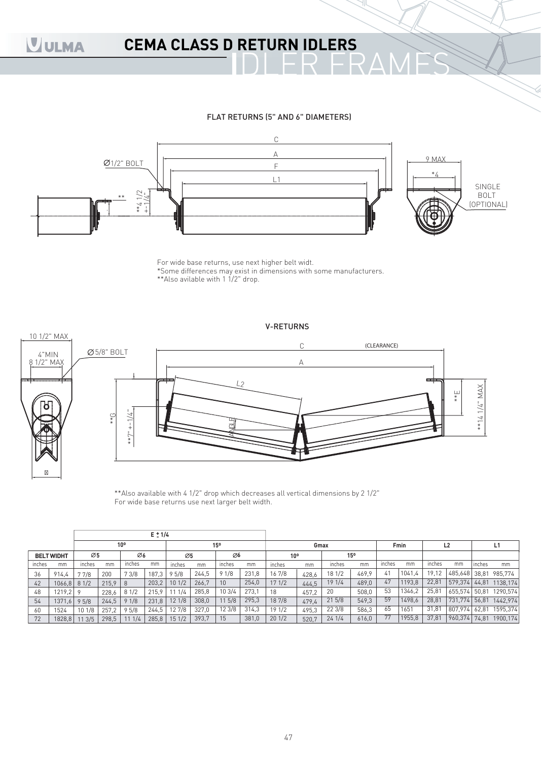# CEMA CLASS D RETURN IDLERS

## IDLER FRAMES

### FLAT RETURNS (5" AND 6" DIAMETERS)

Ø1/2" BOLT

C

A

F

L1

9 MAX

*4

**4 1/2 +-1/4"

SINGLE BOLT (OPTIONAL)

For wide base returns, use next higher belt widt.
*Some differences may exist in dimensions with some manufacturers.
**Also avilable with 1 1/2" drop.

### V-RETURNS

10 1/2" MAX

4"MIN 8 1/2" MAX

Ø5/8" BOLT

C (CLEARANCE)

A

L2

**G

**7" +-1/4"

ANGLE

**E

**14 1/4" MAX

**Also available with 4 1/2" drop which decreases all vertical dimensions by 2 1/2"
For wide base returns use next larger belt width.

| BELT WIDHT | | E ± 1/4 | | | | | | | | Gmax | | | | Fmin | | L2 | | L1 | |
|---|---|---|---|---|---|---|---|---|---|---|---|---|---|---|---|---|---|---|---|
| | | 10º | | | | 15º | | | | 10º | | 15º | | | | | | | |
| | | Ø5 | | Ø6 | | Ø5 | | Ø6 | | | | | | | | | | | |
| inches | mm | inches | mm | inches | mm | inches | mm | inches | mm | inches | mm | inches | mm | inches | mm | inches | mm | inches | mm |
| 36 | 914,4 | 7 7/8 | 200 | 7 3/8 | 187,3 | 9 5/8 | 244,5 | 9 1/8 | 231,8 | 16 7/8 | 428,6 | 18 1/2 | 469,9 | 41 | 1041,4 | 19,12 | 485,648 | 38,81 | 985,774 |
| 42 | 1066,8 | 8 1/2 | 215,9 | 8 | 203,2 | 10 1/2 | 266,7 | 10 | 254,0 | 17 1/2 | 444,5 | 19 1/4 | 489,0 | 47 | 1193,8 | 22,81 | 579,374 | 44,81 | 1138,174 |
| 48 | 1219,2 | 9 | 228,6 | 8 1/2 | 215,9 | 11 1/4 | 285,8 | 10 3/4 | 273,1 | 18 | 457,2 | 20 | 508,0 | 53 | 1346,2 | 25,81 | 655,574 | 50,81 | 1290,574 |
| 54 | 1371,6 | 9 5/8 | 244,5 | 9 1/8 | 231,8 | 12 1/8 | 308,0 | 11 5/8 | 295,3 | 18 7/8 | 479,4 | 21 5/8 | 549,3 | 59 | 1498,6 | 28,81 | 731,774 | 56,81 | 1442,974 |
| 60 | 1524 | 10 1/8 | 257,2 | 9 5/8 | 244,5 | 12 7/8 | 327,0 | 12 3/8 | 314,3 | 19 1/2 | 495,3 | 22 3/8 | 586,3 | 65 | 1651 | 31,81 | 807,974 | 62,81 | 1595,374 |
| 72 | 1828,8 | 11 3/5 | 298,5 | 11 1/4 | 285,8 | 15 1/2 | 393,7 | 15 | 381,0 | 20 1/2 | 520,7 | 24 1/4 | 616,0 | 77 | 1955,8 | 37,81 | 960,374 | 74,81 | 1900,174 |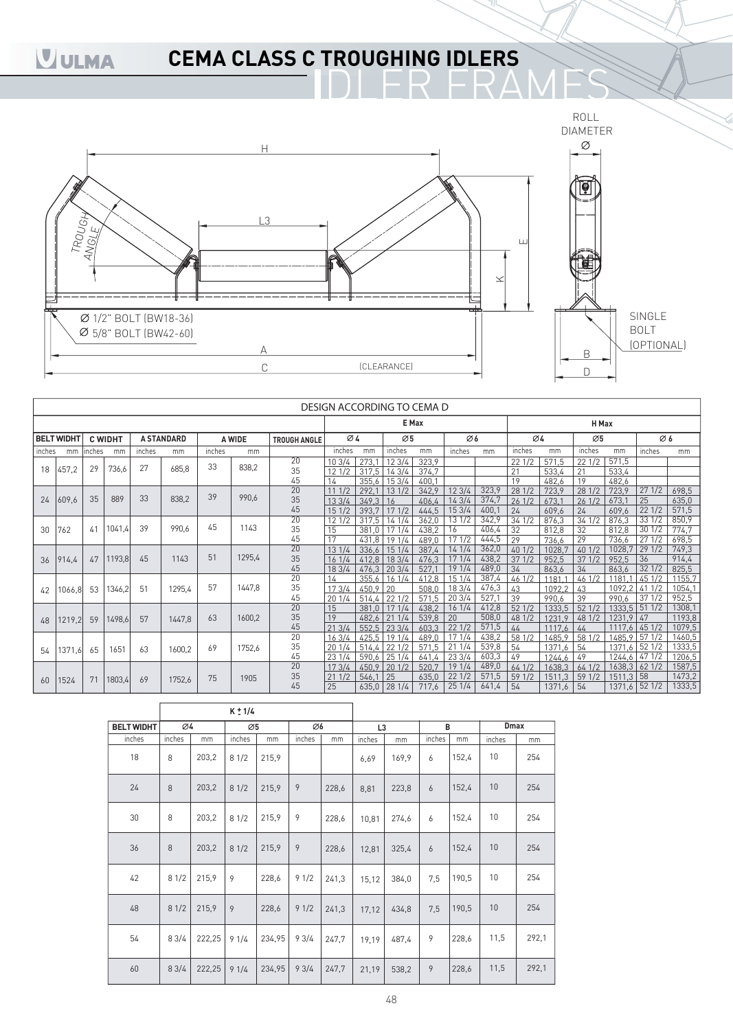# CEMA CLASS C TROUGHING IDLERS

## IDLER FRAMES

H

L3

TROUGH ANGLE

E

K

Ø 1/2" BOLT (BW18-36)

Ø 5/8" BOLT (BW42-60)

A

C

(CLEARANCE)

ROLL DIAMETER Ø

SINGLE BOLT (OPTIONAL)

B

D

DESIGN ACCORDING TO CEMA D

| BELT WIDHT | | C WIDHT | | A STANDARD | | A WIDE | | TROUGH ANGLE | E Max Ø4 | | E Max Ø5 | | E Max Ø6 | | H Max Ø4 | | H Max Ø5 | | H Max Ø6 | |
|---|---|---|---|---|---|---|---|---|---|---|---|---|---|---|---|---|---|---|---|---|
| inches | mm | inches | mm | inches | mm | inches | mm | | inches | mm | inches | mm | inches | mm | inches | mm | inches | mm | inches | mm |
| 18 | 457,2 | 29 | 736,6 | 27 | 685,8 | 33 | 838,2 | 20 | 10 3/4 | 273,1 | 12 3/4 | 323,9 | | | 22 1/2 | 571,5 | 22 1/2 | 571,5 | | |
| | | | | | | | | 35 | 12 1/2 | 317,5 | 14 3/4 | 374,7 | | | 21 | 533,4 | 21 | 533,4 | | |
| | | | | | | | | 45 | 14 | 355,6 | 15 3/4 | 400,1 | | | 19 | 482,6 | 19 | 482,6 | | |
| 24 | 609,6 | 35 | 889 | 33 | 838,2 | 39 | 990,6 | 20 | 11 1/2 | 292,1 | 13 1/2 | 342,9 | 12 3/4 | 323,9 | 28 1/2 | 723,9 | 28 1/2 | 723,9 | 27 1/2 | 698,5 |
| | | | | | | | | 35 | 13 3/4 | 349,3 | 16 | 406,4 | 14 3/4 | 374,7 | 26 1/2 | 673,1 | 26 1/2 | 673,1 | 25 | 635,0 |
| | | | | | | | | 45 | 15 1/2 | 393,7 | 17 1/2 | 444,5 | 15 3/4 | 400,1 | 24 | 609,6 | 24 | 609,6 | 22 1/2 | 571,5 |
| 30 | 762 | 41 | 1041,4 | 39 | 990,6 | 45 | 1143 | 20 | 12 1/2 | 317,5 | 14 1/4 | 362,0 | 13 1/2 | 342,9 | 34 1/2 | 876,3 | 34 1/2 | 876,3 | 33 1/2 | 850,9 |
| | | | | | | | | 35 | 15 | 381,0 | 17 1/4 | 438,2 | 16 | 406,4 | 32 | 812,8 | 32 | 812,8 | 30 1/2 | 774,7 |
| | | | | | | | | 45 | 17 | 431,8 | 19 1/4 | 489,0 | 17 1/2 | 444,5 | 29 | 736,6 | 29 | 736,6 | 27 1/2 | 698,5 |
| 36 | 914,4 | 47 | 1193,8 | 45 | 1143 | 51 | 1295,4 | 20 | 13 1/4 | 336,6 | 15 1/4 | 387,4 | 14 1/4 | 362,0 | 40 1/2 | 1028,7 | 40 1/2 | 1028,7 | 29 1/2 | 749,3 |
| | | | | | | | | 35 | 16 1/4 | 412,8 | 18 3/4 | 476,3 | 17 1/4 | 438,2 | 37 1/2 | 952,5 | 37 1/2 | 952,5 | 36 | 914,4 |
| | | | | | | | | 45 | 18 3/4 | 476,3 | 20 3/4 | 527,1 | 19 1/4 | 489,0 | 34 | 863,6 | 34 | 863,6 | 32 1/2 | 825,5 |
| 42 | 1066,8 | 53 | 1346,2 | 51 | 1295,4 | 57 | 1447,8 | 20 | 14 | 355,6 | 16 1/4 | 412,8 | 15 1/4 | 387,4 | 46 1/2 | 1181,1 | 46 1/2 | 1181,1 | 45 1/2 | 1155,7 |
| | | | | | | | | 35 | 17 3/4 | 450,9 | 20 | 508,0 | 18 3/4 | 476,3 | 43 | 1092,2 | 43 | 1092,2 | 41 1/2 | 1054,1 |
| | | | | | | | | 45 | 20 1/4 | 514,4 | 22 1/2 | 571,5 | 20 3/4 | 527,1 | 39 | 990,6 | 39 | 990,6 | 37 1/2 | 952,5 |
| 48 | 1219,2 | 59 | 1498,6 | 57 | 1447,8 | 63 | 1600,2 | 20 | 15 | 381,0 | 17 1/4 | 438,2 | 16 1/4 | 412,8 | 52 1/2 | 1333,5 | 52 1/2 | 1333,5 | 51 1/2 | 1308,1 |
| | | | | | | | | 35 | 19 | 482,6 | 21 1/4 | 539,8 | 20 | 508,0 | 48 1/2 | 1231,9 | 48 1/2 | 1231,9 | 47 | 1193,8 |
| | | | | | | | | 45 | 21 3/4 | 552,5 | 23 3/4 | 603,3 | 22 1/2 | 571,5 | 44 | 1117,6 | 44 | 1117,6 | 45 1/2 | 1079,5 |
| 54 | 1371,6 | 65 | 1651 | 63 | 1600,2 | 69 | 1752,6 | 20 | 16 3/4 | 425,5 | 19 1/4 | 489,0 | 17 1/4 | 438,2 | 58 1/2 | 1485,9 | 58 1/2 | 1485,9 | 57 1/2 | 1460,5 |
| | | | | | | | | 35 | 20 1/4 | 514,4 | 22 1/2 | 571,5 | 21 1/4 | 539,8 | 54 | 1371,6 | 54 | 1371,6 | 52 1/2 | 1333,5 |
| | | | | | | | | 45 | 23 1/4 | 590,6 | 25 1/4 | 641,4 | 23 3/4 | 603,3 | 49 | 1244,6 | 49 | 1244,6 | 47 1/2 | 1206,5 |
| 60 | 1524 | 71 | 1803,4 | 69 | 1752,6 | 75 | 1905 | 20 | 17 3/4 | 450,9 | 20 1/2 | 520,7 | 19 1/4 | 489,0 | 64 1/2 | 1638,3 | 64 1/2 | 1638,3 | 62 1/2 | 1587,5 |
| | | | | | | | | 35 | 21 1/2 | 546,1 | 25 | 635,0 | 22 1/2 | 571,5 | 59 1/2 | 1511,3 | 59 1/2 | 1511,3 | 58 | 1473,2 |
| | | | | | | | | 45 | 25 | 635,0 | 28 1/4 | 717,6 | 25 1/4 | 641,4 | 54 | 1371,6 | 54 | 1371,6 | 52 1/2 | 1333,5 |

| BELT WIDHT | K ± 1/4 Ø4 | | K ± 1/4 Ø5 | | K ± 1/4 Ø6 | | L3 | | B | | Dmax | |
|---|---|---|---|---|---|---|---|---|---|---|---|---|
| inches | inches | mm | inches | mm | inches | mm | inches | mm | inches | mm | inches | mm |
| 18 | 8 | 203,2 | 8 1/2 | 215,9 | | | 6,69 | 169,9 | 6 | 152,4 | 10 | 254 |
| 24 | 8 | 203,2 | 8 1/2 | 215,9 | 9 | 228,6 | 8,81 | 223,8 | 6 | 152,4 | 10 | 254 |
| 30 | 8 | 203,2 | 8 1/2 | 215,9 | 9 | 228,6 | 10,81 | 274,6 | 6 | 152,4 | 10 | 254 |
| 36 | 8 | 203,2 | 8 1/2 | 215,9 | 9 | 228,6 | 12,81 | 325,4 | 6 | 152,4 | 10 | 254 |
| 42 | 8 1/2 | 215,9 | 9 | 228,6 | 9 1/2 | 241,3 | 15,12 | 384,0 | 7,5 | 190,5 | 10 | 254 |
| 48 | 8 1/2 | 215,9 | 9 | 228,6 | 9 1/2 | 241,3 | 17,12 | 434,8 | 7,5 | 190,5 | 10 | 254 |
| 54 | 8 3/4 | 222,25 | 9 1/4 | 234,95 | 9 3/4 | 247,7 | 19,19 | 487,4 | 9 | 228,6 | 11,5 | 292,1 |
| 60 | 8 3/4 | 222,25 | 9 1/4 | 234,95 | 9 3/4 | 247,7 | 21,19 | 538,2 | 9 | 228,6 | 11,5 | 292,1 |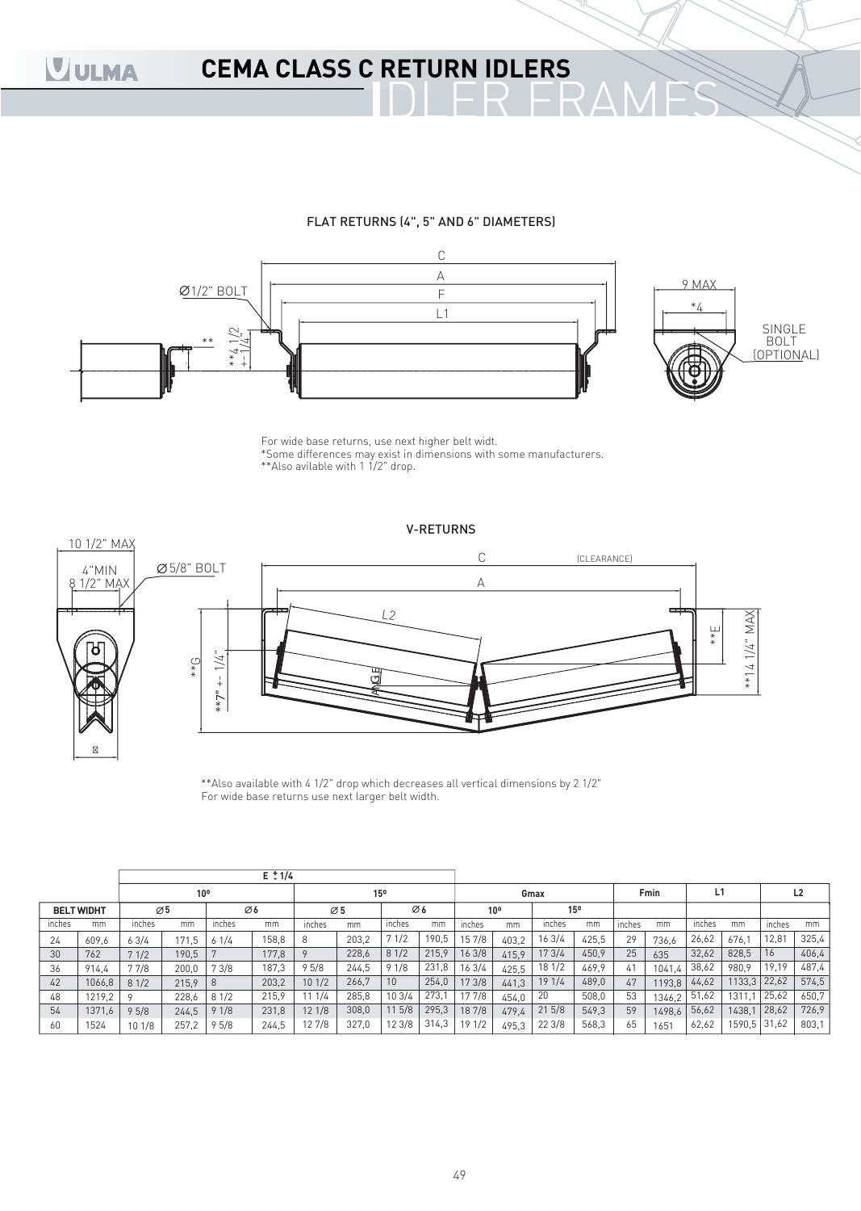# CEMA CLASS C RETURN IDLERS

## IDLER FRAMES

### FLAT RETURNS (4", 5" AND 6" DIAMETERS)

For wide base returns, use next higher belt widt.
*Some differences may exist in dimensions with some manufacturers.
**Also avilable with 1 1/2" drop.

### V-RETURNS

**Also available with 4 1/2" drop which decreases all vertical dimensions by 2 1/2"
For wide base returns use next larger belt width.

| | | E ± 1/4 | | | | | | | | Gmax | | | | Fmin | | L1 | | L2 | |
|---|---|---|---|---|---|---|---|---|---|---|---|---|---|---|---|---|---|---|---|
| | | 10º | | | | 15º | | | | 10º | | 15º | | | | | | | |
| BELT WIDHT | | Ø5 | | Ø6 | | Ø5 | | Ø6 | | | | | | | | | | | |
| inches | mm | inches | mm | inches | mm | inches | mm | inches | mm | inches | mm | inches | mm | inches | mm | inches | mm | inches | mm |
| 24 | 609,6 | 6 3/4 | 171,5 | 6 1/4 | 158,8 | 8 | 203,2 | 7 1/2 | 190,5 | 15 7/8 | 403,2 | 16 3/4 | 425,5 | 29 | 736,6 | 26,62 | 676,1 | 12,81 | 325,4 |
| 30 | 762 | 7 1/2 | 190,5 | 7 | 177,8 | 9 | 228,6 | 8 1/2 | 215,9 | 16 3/8 | 415,9 | 17 3/4 | 450,9 | 25 | 635 | 32,62 | 828,5 | 16 | 406,4 |
| 36 | 914,4 | 7 7/8 | 200,0 | 7 3/8 | 187,3 | 9 5/8 | 244,5 | 9 1/8 | 231,8 | 16 3/4 | 425,5 | 18 1/2 | 469,9 | 41 | 1041,4 | 38,62 | 980,9 | 19,19 | 487,4 |
| 42 | 1066,8 | 8 1/2 | 215,9 | 8 | 203,2 | 10 1/2 | 266,7 | 10 | 254,0 | 17 3/8 | 441,3 | 19 1/4 | 489,0 | 47 | 1193,8 | 44,62 | 1133,3 | 22,62 | 574,5 |
| 48 | 1219,2 | 9 | 228,6 | 8 1/2 | 215,9 | 11 1/4 | 285,8 | 10 3/4 | 273,1 | 17 7/8 | 454,0 | 20 | 508,0 | 53 | 1346,2 | 51,62 | 1311,1 | 25,62 | 650,7 |
| 54 | 1371,6 | 9 5/8 | 244,5 | 9 1/8 | 231,8 | 12 1/8 | 308,0 | 11 5/8 | 295,3 | 18 7/8 | 479,4 | 21 5/8 | 549,3 | 59 | 1498,6 | 56,62 | 1438,1 | 28,62 | 726,9 |
| 60 | 1524 | 10 1/8 | 257,2 | 9 5/8 | 244,5 | 12 7/8 | 327,0 | 12 3/8 | 314,3 | 19 1/2 | 495,3 | 22 3/8 | 568,3 | 65 | 1651 | 62,62 | 1590,5 | 31,62 | 803,1 |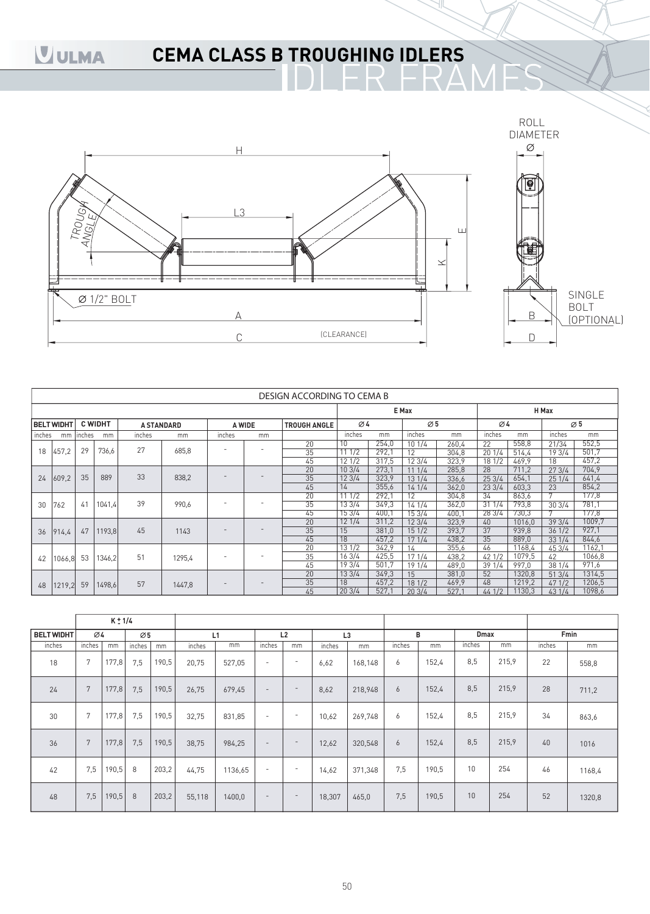# CEMA CLASS B TROUGHING IDLERS

## IDLER FRAMES

ROLL DIAMETER Ø

H

L3

TROUGH ANGLE

E

K

Ø 1/2" BOLT

A

C (CLEARANCE)

B

D

SINGLE BOLT (OPTIONAL)

| DESIGN ACCORDING TO CEMA B | | | | | | | | | | | | | | | | | | | |
|---|---|---|---|---|---|---|---|---|---|---|---|---|---|---|---|---|---|---|---|
| | | | | | | | | | E Max | | | | H Max | | | | | | |
| BELT WIDHT | | C WIDHT | | A STANDARD | | A WIDE | | TROUGH ANGLE | Ø4 | | Ø5 | | Ø4 | | Ø5 | | | | |
| inches | mm | inches | mm | inches | mm | inches | mm | | inches | mm | inches | mm | inches | mm | inches | mm | | | |
| 18 | 457,2 | 29 | 736,6 | 27 | 685,8 | - | - | 20 | 10 | 254,0 | 10 1/4 | 260,4 | 22 | 558,8 | 21/34 | 552,5 | | | |
| | | | | | | | | 35 | 11 1/2 | 292,1 | 12 | 304,8 | 20 1/4 | 514,4 | 19 3/4 | 501,7 | | | |
| | | | | | | | | 45 | 12 1/2 | 317,5 | 12 3/4 | 323,9 | 18 1/2 | 469,9 | 18 | 457,2 | | | |
| 24 | 609,2 | 35 | 889 | 33 | 838,2 | - | - | 20 | 10 3/4 | 273,1 | 11 1/4 | 285,8 | 28 | 711,2 | 27 3/4 | 704,9 | | | |
| | | | | | | | | 35 | 12 3/4 | 323,9 | 13 1/4 | 336,6 | 25 3/4 | 654,1 | 25 1/4 | 641,4 | | | |
| | | | | | | | | 45 | 14 | 355,6 | 14 1/4 | 362,0 | 23 3/4 | 603,3 | 23 | 854,2 | | | |
| 30 | 762 | 41 | 1041,4 | 39 | 990,6 | - | - | 20 | 11 1/2 | 292,1 | 12 | 304,8 | 34 | 863,6 | 7 | 177,8 | | | |
| | | | | | | | | 35 | 13 3/4 | 349,3 | 14 1/4 | 362,0 | 31 1/4 | 793,8 | 30 3/4 | 781,1 | | | |
| | | | | | | | | 45 | 15 3/4 | 400,1 | 15 3/4 | 400,1 | 28 3/4 | 730,3 | 7 | 177,8 | | | |
| 36 | 914,4 | 47 | 1193,8 | 45 | 1143 | - | - | 20 | 12 1/4 | 311,2 | 12 3/4 | 323,9 | 40 | 1016,0 | 39 3/4 | 1009,7 | | | |
| | | | | | | | | 35 | 15 | 381,0 | 15 1/2 | 393,7 | 37 | 939,8 | 36 1/2 | 927,1 | | | |
| | | | | | | | | 45 | 18 | 457,2 | 17 1/4 | 438,2 | 35 | 889,0 | 33 1/4 | 844,6 | | | |
| 42 | 1066,8 | 53 | 1346,2 | 51 | 1295,4 | - | - | 20 | 13 1/2 | 342,9 | 14 | 355,6 | 46 | 1168,4 | 45 3/4 | 1162,1 | | | |
| | | | | | | | | 35 | 16 3/4 | 425,5 | 17 1/4 | 438,2 | 42 1/2 | 1079,5 | 42 | 1066,8 | | | |
| | | | | | | | | 45 | 19 3/4 | 501,7 | 19 1/4 | 489,0 | 39 1/4 | 997,0 | 38 1/4 | 971,6 | | | |
| 48 | 1219,2 | 59 | 1498,6 | 57 | 1447,8 | - | - | 20 | 13 3/4 | 349,3 | 15 | 381,0 | 52 | 1320,8 | 51 3/4 | 1314,5 | | | |
| | | | | | | | | 35 | 18 | 457,2 | 18 1/2 | 469,9 | 48 | 1219,2 | 47 1/2 | 1206,5 | | | |
| | | | | | | | | 45 | 20 3/4 | 527,1 | 20 3/4 | 527,1 | 44 1/2 | 1130,3 | 43 1/4 | 1098,6 | | | |

| | K ± 1/4 | | | | | | | | | | | | | | | |
|---|---|---|---|---|---|---|---|---|---|---|---|---|---|---|---|---|
| BELT WIDHT | Ø4 | | Ø5 | | L1 | | L2 | | L3 | | B | | Dmax | | Fmin | |
| inches | inches | mm | inches | mm | inches | mm | inches | mm | inches | mm | inches | mm | inches | mm | inches | mm |
| 18 | 7 | 177,8 | 7,5 | 190,5 | 20,75 | 527,05 | - | - | 6,62 | 168,148 | 6 | 152,4 | 8,5 | 215,9 | 22 | 558,8 |
| 24 | 7 | 177,8 | 7,5 | 190,5 | 26,75 | 679,45 | - | - | 8,62 | 218,948 | 6 | 152,4 | 8,5 | 215,9 | 28 | 711,2 |
| 30 | 7 | 177,8 | 7,5 | 190,5 | 32,75 | 831,85 | - | - | 10,62 | 269,748 | 6 | 152,4 | 8,5 | 215,9 | 34 | 863,6 |
| 36 | 7 | 177,8 | 7,5 | 190,5 | 38,75 | 984,25 | - | - | 12,62 | 320,548 | 6 | 152,4 | 8,5 | 215,9 | 40 | 1016 |
| 42 | 7,5 | 190,5 | 8 | 203,2 | 44,75 | 1136,65 | - | - | 14,62 | 371,348 | 7,5 | 190,5 | 10 | 254 | 46 | 1168,4 |
| 48 | 7,5 | 190,5 | 8 | 203,2 | 55,118 | 1400,0 | - | - | 18,307 | 465,0 | 7,5 | 190,5 | 10 | 254 | 52 | 1320,8 |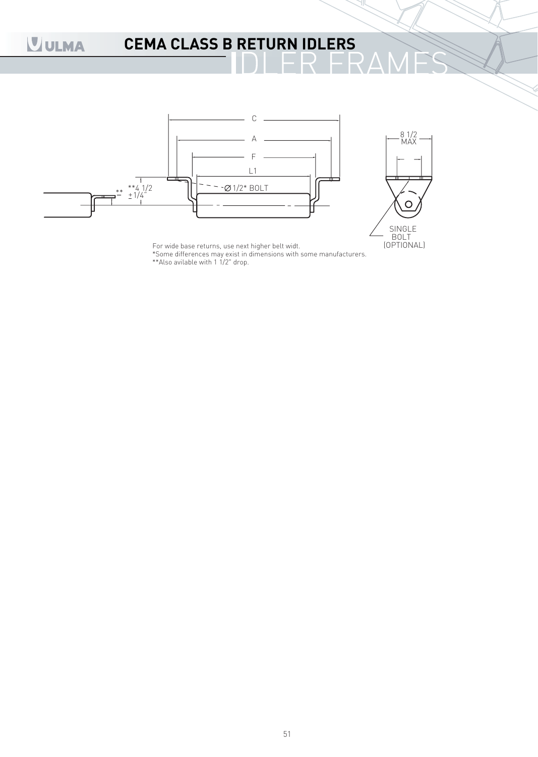# CEMA CLASS B RETURN IDLERS

## IDLER FRAMES

For wide base returns, use next higher belt widt.
*Some differences may exist in dimensions with some manufacturers.
**Also avilable with 1 1/2" drop.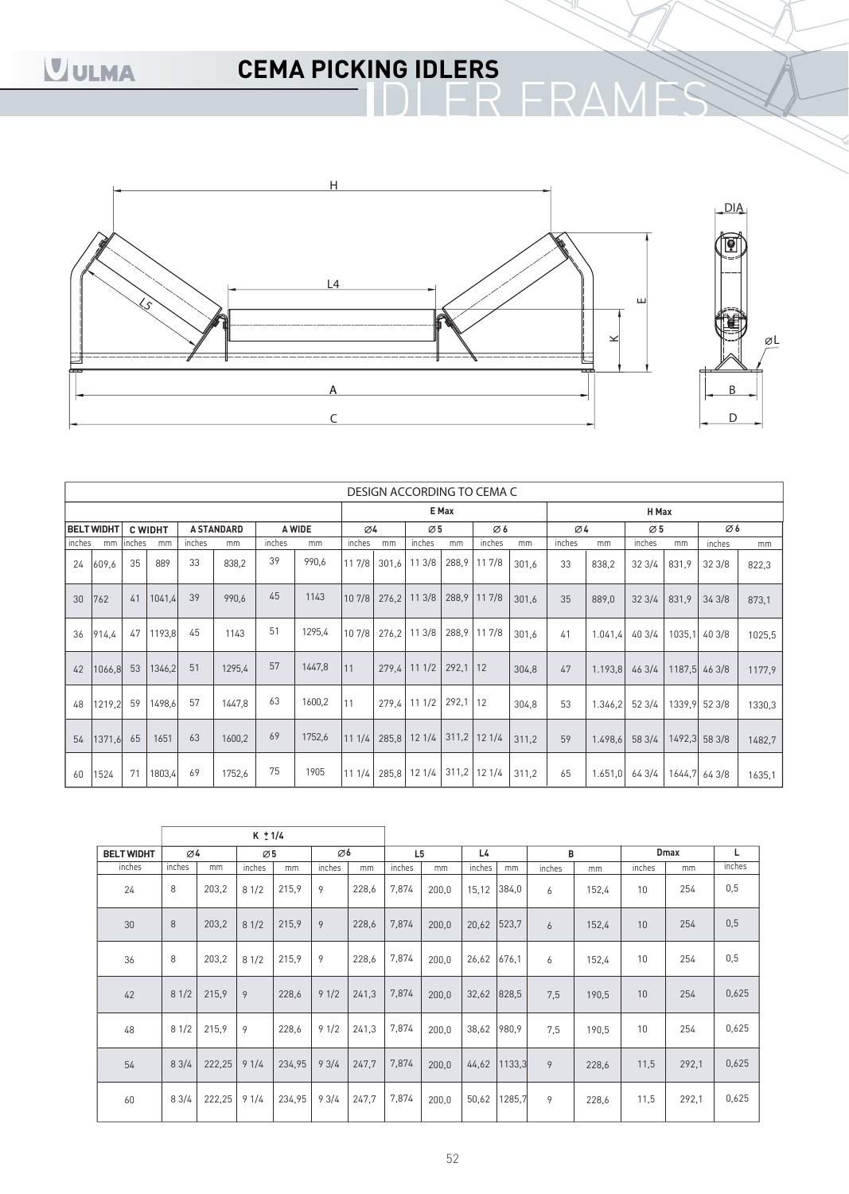# CEMA PICKING IDLERS

## IDLER FRAMES

H

L4

L5

DIA

E

K

⌀L

A

C

B

D

| DESIGN ACCORDING TO CEMA C | | | | | | | | | | | | | | | | | | | | | | | |
|---|---|---|---|---|---|---|---|---|---|---|---|---|---|---|---|---|---|---|---|---|---|---|---|
| | | | | | | | | E Max | | | | | | H Max | | | | | | | | | |
| BELT WIDHT | | C WIDHT | | A STANDARD | | A WIDE | | ⌀4 | | ⌀5 | | ⌀6 | | ⌀4 | | ⌀5 | | ⌀6 | |
| inches | mm | inches | mm | inches | mm | inches | mm | inches | mm | inches | mm | inches | mm | inches | mm | inches | mm | inches | mm |
| 24 | 609,6 | 35 | 889 | 33 | 838,2 | 39 | 990,6 | 11 7/8 | 301,6 | 11 3/8 | 288,9 | 11 7/8 | 301,6 | 33 | 838,2 | 32 3/4 | 831,9 | 32 3/8 | 822,3 |
| 30 | 762 | 41 | 1041,4 | 39 | 990,6 | 45 | 1143 | 10 7/8 | 276,2 | 11 3/8 | 288,9 | 11 7/8 | 301,6 | 35 | 889,0 | 32 3/4 | 831,9 | 34 3/8 | 873,1 |
| 36 | 914,4 | 47 | 1193,8 | 45 | 1143 | 51 | 1295,4 | 10 7/8 | 276,2 | 11 3/8 | 288,9 | 11 7/8 | 301,6 | 41 | 1.041,4 | 40 3/4 | 1035,1 | 40 3/8 | 1025,5 |
| 42 | 1066,8 | 53 | 1346,2 | 51 | 1295,4 | 57 | 1447,8 | 11 | 279,4 | 11 1/2 | 292,1 | 12 | 304,8 | 47 | 1.193,8 | 46 3/4 | 1187,5 | 46 3/8 | 1177,9 |
| 48 | 1219,2 | 59 | 1498,6 | 57 | 1447,8 | 63 | 1600,2 | 11 | 279,4 | 11 1/2 | 292,1 | 12 | 304,8 | 53 | 1.346,2 | 52 3/4 | 1339,9 | 52 3/8 | 1330,3 |
| 54 | 1371,6 | 65 | 1651 | 63 | 1600,2 | 69 | 1752,6 | 11 1/4 | 285,8 | 12 1/4 | 311,2 | 12 1/4 | 311,2 | 59 | 1.498,6 | 58 3/4 | 1492,3 | 58 3/8 | 1482,7 |
| 60 | 1524 | 71 | 1803,4 | 69 | 1752,6 | 75 | 1905 | 11 1/4 | 285,8 | 12 1/4 | 311,2 | 12 1/4 | 311,2 | 65 | 1.651,0 | 64 3/4 | 1644,7 | 64 3/8 | 1635,1 |

| | K ± 1/4 | | | | | | | | | | | | | | |
|---|---|---|---|---|---|---|---|---|---|---|---|---|---|---|---|
| BELT WIDHT | ⌀4 | | ⌀5 | | ⌀6 | | L5 | | L4 | | B | | Dmax | | L |
| inches | inches | mm | inches | mm | inches | mm | inches | mm | inches | mm | inches | mm | inches | mm | inches |
| 24 | 8 | 203,2 | 8 1/2 | 215,9 | 9 | 228,6 | 7,874 | 200,0 | 15,12 | 384,0 | 6 | 152,4 | 10 | 254 | 0,5 |
| 30 | 8 | 203,2 | 8 1/2 | 215,9 | 9 | 228,6 | 7,874 | 200,0 | 20,62 | 523,7 | 6 | 152,4 | 10 | 254 | 0,5 |
| 36 | 8 | 203,2 | 8 1/2 | 215,9 | 9 | 228,6 | 7,874 | 200,0 | 26,62 | 676,1 | 6 | 152,4 | 10 | 254 | 0,5 |
| 42 | 8 1/2 | 215,9 | 9 | 228,6 | 9 1/2 | 241,3 | 7,874 | 200,0 | 32,62 | 828,5 | 7,5 | 190,5 | 10 | 254 | 0,625 |
| 48 | 8 1/2 | 215,9 | 9 | 228,6 | 9 1/2 | 241,3 | 7,874 | 200,0 | 38,62 | 980,9 | 7,5 | 190,5 | 10 | 254 | 0,625 |
| 54 | 8 3/4 | 222,25 | 9 1/4 | 234,95 | 9 3/4 | 247,7 | 7,874 | 200,0 | 44,62 | 1133,3 | 9 | 228,6 | 11,5 | 292,1 | 0,625 |
| 60 | 8 3/4 | 222,25 | 9 1/4 | 234,95 | 9 3/4 | 247,7 | 7,874 | 200,0 | 50,62 | 1285,7 | 9 | 228,6 | 11,5 | 292,1 | 0,625 |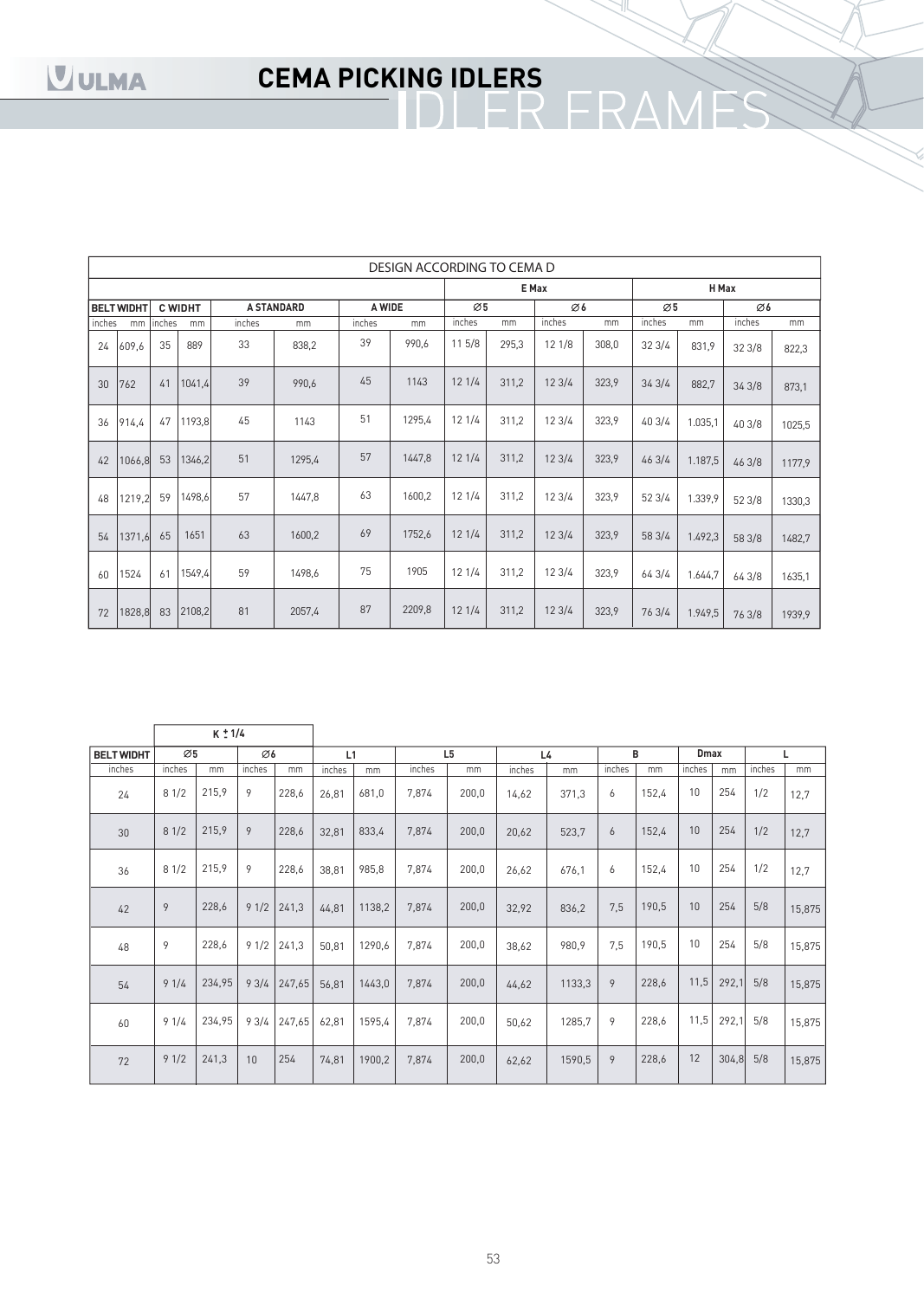# CEMA PICKING IDLERS

## IDLER FRAMES

| DESIGN ACCORDING TO CEMA D | | | | | | | | | | | | | | | | | |
|---|---|---|---|---|---|---|---|---|---|---|---|---|---|---|---|---|---|
| | | | | | | | | E Max | | | | H Max | | | | | |
| BELT WIDHT | | C WIDHT | | A STANDARD | | A WIDE | | Ø5 | | Ø6 | | Ø5 | | Ø6 | | | |
| inches | mm | inches | mm | inches | mm | inches | mm | inches | mm | inches | mm | inches | mm | inches | mm | | |
| 24 | 609,6 | 35 | 889 | 33 | 838,2 | 39 | 990,6 | 11 5/8 | 295,3 | 12 1/8 | 308,0 | 32 3/4 | 831,9 | 32 3/8 | 822,3 | | |
| 30 | 762 | 41 | 1041,4 | 39 | 990,6 | 45 | 1143 | 12 1/4 | 311,2 | 12 3/4 | 323,9 | 34 3/4 | 882,7 | 34 3/8 | 873,1 | | |
| 36 | 914,4 | 47 | 1193,8 | 45 | 1143 | 51 | 1295,4 | 12 1/4 | 311,2 | 12 3/4 | 323,9 | 40 3/4 | 1.035,1 | 40 3/8 | 1025,5 | | |
| 42 | 1066,8 | 53 | 1346,2 | 51 | 1295,4 | 57 | 1447,8 | 12 1/4 | 311,2 | 12 3/4 | 323,9 | 46 3/4 | 1.187,5 | 46 3/8 | 1177,9 | | |
| 48 | 1219,2 | 59 | 1498,6 | 57 | 1447,8 | 63 | 1600,2 | 12 1/4 | 311,2 | 12 3/4 | 323,9 | 52 3/4 | 1.339,9 | 52 3/8 | 1330,3 | | |
| 54 | 1371,6 | 65 | 1651 | 63 | 1600,2 | 69 | 1752,6 | 12 1/4 | 311,2 | 12 3/4 | 323,9 | 58 3/4 | 1.492,3 | 58 3/8 | 1482,7 | | |
| 60 | 1524 | 61 | 1549,4 | 59 | 1498,6 | 75 | 1905 | 12 1/4 | 311,2 | 12 3/4 | 323,9 | 64 3/4 | 1.644,7 | 64 3/8 | 1635,1 | | |
| 72 | 1828,8 | 83 | 2108,2 | 81 | 2057,4 | 87 | 2209,8 | 12 1/4 | 311,2 | 12 3/4 | 323,9 | 76 3/4 | 1.949,5 | 76 3/8 | 1939,9 | | |

| | K ± 1/4 | | | | | | | | | | | | | | | |
|---|---|---|---|---|---|---|---|---|---|---|---|---|---|---|---|---|
| BELT WIDHT | Ø5 | | Ø6 | | L1 | | L5 | | L4 | | B | | Dmax | | L | |
| inches | inches | mm | inches | mm | inches | mm | inches | mm | inches | mm | inches | mm | inches | mm | inches | mm |
| 24 | 8 1/2 | 215,9 | 9 | 228,6 | 26,81 | 681,0 | 7,874 | 200,0 | 14,62 | 371,3 | 6 | 152,4 | 10 | 254 | 1/2 | 12,7 |
| 30 | 8 1/2 | 215,9 | 9 | 228,6 | 32,81 | 833,4 | 7,874 | 200,0 | 20,62 | 523,7 | 6 | 152,4 | 10 | 254 | 1/2 | 12,7 |
| 36 | 8 1/2 | 215,9 | 9 | 228,6 | 38,81 | 985,8 | 7,874 | 200,0 | 26,62 | 676,1 | 6 | 152,4 | 10 | 254 | 1/2 | 12,7 |
| 42 | 9 | 228,6 | 9 1/2 | 241,3 | 44,81 | 1138,2 | 7,874 | 200,0 | 32,92 | 836,2 | 7,5 | 190,5 | 10 | 254 | 5/8 | 15,875 |
| 48 | 9 | 228,6 | 9 1/2 | 241,3 | 50,81 | 1290,6 | 7,874 | 200,0 | 38,62 | 980,9 | 7,5 | 190,5 | 10 | 254 | 5/8 | 15,875 |
| 54 | 9 1/4 | 234,95 | 9 3/4 | 247,65 | 56,81 | 1443,0 | 7,874 | 200,0 | 44,62 | 1133,3 | 9 | 228,6 | 11,5 | 292,1 | 5/8 | 15,875 |
| 60 | 9 1/4 | 234,95 | 9 3/4 | 247,65 | 62,81 | 1595,4 | 7,874 | 200,0 | 50,62 | 1285,7 | 9 | 228,6 | 11,5 | 292,1 | 5/8 | 15,875 |
| 72 | 9 1/2 | 241,3 | 10 | 254 | 74,81 | 1900,2 | 7,874 | 200,0 | 62,62 | 1590,5 | 9 | 228,6 | 12 | 304,8 | 5/8 | 15,875 |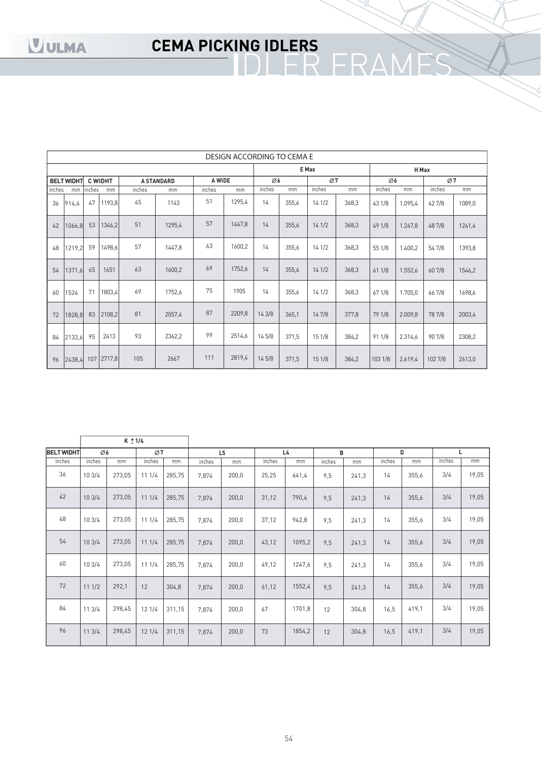# CEMA PICKING IDLERS

## IDLER FRAMES

| DESIGN ACCORDING TO CEMA E | | | | | | | | | | | | | | | | |
|---|---|---|---|---|---|---|---|---|---|---|---|---|---|---|---|---|
| | | | | | | | | E Max | | | | H Max | | | | |
| BELT WIDHT | | C WIDHT | | A STANDARD | | A WIDE | | Ø6 | | Ø7 | | Ø6 | | Ø7 | | |
| inches | mm | inches | mm | inches | mm | inches | mm | inches | mm | inches | mm | inches | mm | inches | mm | |
| 36 | 914,4 | 47 | 1193,8 | 45 | 1143 | 51 | 1295,4 | 14 | 355,6 | 14 1/2 | 368,3 | 43 1/8 | 1.095,4 | 42 7/8 | 1089,0 | |
| 42 | 1066,8 | 53 | 1346,2 | 51 | 1295,4 | 57 | 1447,8 | 14 | 355,6 | 14 1/2 | 368,3 | 49 1/8 | 1.247,8 | 48 7/8 | 1241,4 | |
| 48 | 1219,2 | 59 | 1498,6 | 57 | 1447,8 | 63 | 1600,2 | 14 | 355,6 | 14 1/2 | 368,3 | 55 1/8 | 1.400,2 | 54 7/8 | 1393,8 | |
| 54 | 1371,6 | 65 | 1651 | 63 | 1600,2 | 69 | 1752,6 | 14 | 355,6 | 14 1/2 | 368,3 | 61 1/8 | 1.552,6 | 60 7/8 | 1546,2 | |
| 60 | 1524 | 71 | 1803,4 | 69 | 1752,6 | 75 | 1905 | 14 | 355,6 | 14 1/2 | 368,3 | 67 1/8 | 1.705,0 | 66 7/8 | 1698,6 | |
| 72 | 1828,8 | 83 | 2108,2 | 81 | 2057,4 | 87 | 2209,8 | 14 3/8 | 365,1 | 14 7/8 | 377,8 | 79 1/8 | 2.009,8 | 78 7/8 | 2003,4 | |
| 84 | 2133,6 | 95 | 2413 | 93 | 2362,2 | 99 | 2514,6 | 14 5/8 | 371,5 | 15 1/8 | 384,2 | 91 1/8 | 2.314,6 | 90 7/8 | 2308,2 | |
| 96 | 2438,4 | 107 | 2717,8 | 105 | 2667 | 111 | 2819,4 | 14 5/8 | 371,5 | 15 1/8 | 384,2 | 103 1/8 | 2.619,4 | 102 7/8 | 2613,0 | |

| | K ± 1/4 | | | | | | | | | | | | | |
|---|---|---|---|---|---|---|---|---|---|---|---|---|---|---|
| BELT WIDHT | Ø6 | | Ø7 | | L5 | | L4 | | B | | D | | L | |
| inches | inches | mm | inches | mm | inches | mm | inches | mm | inches | mm | inches | mm | inches | mm |
| 36 | 10 3/4 | 273,05 | 11 1/4 | 285,75 | 7,874 | 200,0 | 25,25 | 641,4 | 9,5 | 241,3 | 14 | 355,6 | 3/4 | 19,05 |
| 42 | 10 3/4 | 273,05 | 11 1/4 | 285,75 | 7,874 | 200,0 | 31,12 | 790,4 | 9,5 | 241,3 | 14 | 355,6 | 3/4 | 19,05 |
| 48 | 10 3/4 | 273,05 | 11 1/4 | 285,75 | 7,874 | 200,0 | 37,12 | 942,8 | 9,5 | 241,3 | 14 | 355,6 | 3/4 | 19,05 |
| 54 | 10 3/4 | 273,05 | 11 1/4 | 285,75 | 7,874 | 200,0 | 43,12 | 1095,2 | 9,5 | 241,3 | 14 | 355,6 | 3/4 | 19,05 |
| 60 | 10 3/4 | 273,05 | 11 1/4 | 285,75 | 7,874 | 200,0 | 49,12 | 1247,6 | 9,5 | 241,3 | 14 | 355,6 | 3/4 | 19,05 |
| 72 | 11 1/2 | 292,1 | 12 | 304,8 | 7,874 | 200,0 | 61,12 | 1552,4 | 9,5 | 241,3 | 14 | 355,6 | 3/4 | 19,05 |
| 84 | 11 3/4 | 298,45 | 12 1/4 | 311,15 | 7,874 | 200,0 | 67 | 1701,8 | 12 | 304,8 | 16,5 | 419,1 | 3/4 | 19,05 |
| 96 | 11 3/4 | 298,45 | 12 1/4 | 311,15 | 7,874 | 200,0 | 73 | 1854,2 | 12 | 304,8 | 16,5 | 419,1 | 3/4 | 19,05 |